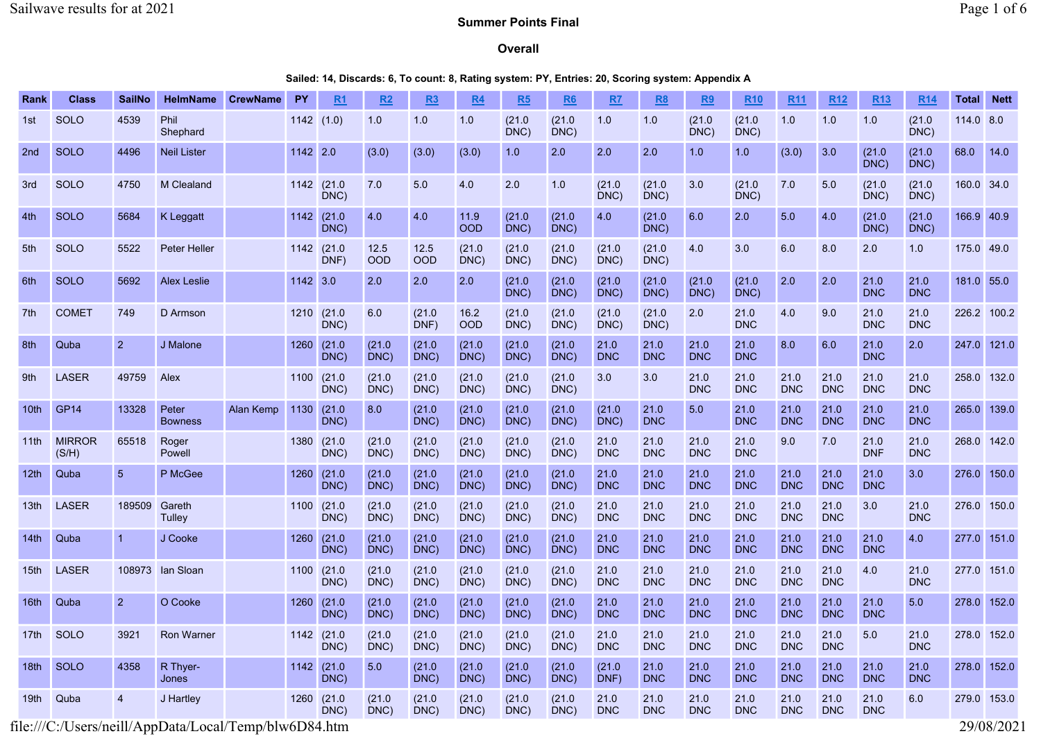## Summer Points Final

### Overall

**Sailed: 14, Discards: 6, To count: 8, Rating system: PY, Entries: 20, Scoring system: Appendix A**

| Rank | Class | SailNo | HelmName | CrewName | PY | R1 | R2 | R3 | R4 | R5 | R6 | R7 | R8 | R9 | R10 | R11 | R12 | R13 | R14 | Total | Nett |
|---|---|---|---|---|---|---|---|---|---|---|---|---|---|---|---|---|---|---|---|---|---|
| 1st | SOLO | 4539 | Phil Shephard | | 1142 | (1.0) | 1.0 | 1.0 | 1.0 | (21.0 DNC) | (21.0 DNC) | 1.0 | 1.0 | (21.0 DNC) | (21.0 DNC) | 1.0 | 1.0 | 1.0 | (21.0 DNC) | 114.0 | 8.0 |
| 2nd | SOLO | 4496 | Neil Lister | | 1142 | 2.0 | (3.0) | (3.0) | (3.0) | 1.0 | 2.0 | 2.0 | 2.0 | 1.0 | 1.0 | (3.0) | 3.0 | (21.0 DNC) | (21.0 DNC) | 68.0 | 14.0 |
| 3rd | SOLO | 4750 | M Cleland | | 1142 | (21.0 DNC) | 7.0 | 5.0 | 4.0 | 2.0 | 1.0 | (21.0 DNC) | (21.0 DNC) | 3.0 | (21.0 DNC) | 7.0 | 5.0 | (21.0 DNC) | (21.0 DNC) | 160.0 | 34.0 |
| 4th | SOLO | 5684 | K Leggatt | | 1142 | (21.0 DNC) | 4.0 | 4.0 | 11.9 OOD | (21.0 DNC) | (21.0 DNC) | 4.0 | (21.0 DNC) | 6.0 | 2.0 | 5.0 | 4.0 | (21.0 DNC) | (21.0 DNC) | 166.9 | 40.9 |
| 5th | SOLO | 5522 | Peter Heller | | 1142 | (21.0 DNF) | 12.5 OOD | 12.5 OOD | (21.0 DNC) | (21.0 DNC) | (21.0 DNC) | (21.0 DNC) | (21.0 DNC) | 4.0 | 3.0 | 6.0 | 8.0 | 2.0 | 1.0 | 175.0 | 49.0 |
| 6th | SOLO | 5692 | Alex Leslie | | 1142 | 3.0 | 2.0 | 2.0 | 2.0 | (21.0 DNC) | (21.0 DNC) | (21.0 DNC) | (21.0 DNC) | (21.0 DNC) | (21.0 DNC) | 2.0 | 2.0 | 21.0 DNC | 21.0 DNC | 181.0 | 55.0 |
| 7th | COMET | 749 | D Armson | | 1210 | (21.0 DNC) | 6.0 | (21.0 DNF) | 16.2 OOD | (21.0 DNC) | (21.0 DNC) | (21.0 DNC) | (21.0 DNC) | 2.0 | 21.0 DNC | 4.0 | 9.0 | 21.0 DNC | 21.0 DNC | 226.2 | 100.2 |
| 8th | Quba | 2 | J Malone | | 1260 | (21.0 DNC) | (21.0 DNC) | (21.0 DNC) | (21.0 DNC) | (21.0 DNC) | (21.0 DNC) | 21.0 DNC | 21.0 DNC | 21.0 DNC | 21.0 DNC | 8.0 | 6.0 | 21.0 DNC | 2.0 | 247.0 | 121.0 |
| 9th | LASER | 49759 | Alex | | 1100 | (21.0 DNC) | (21.0 DNC) | (21.0 DNC) | (21.0 DNC) | (21.0 DNC) | (21.0 DNC) | 3.0 | 3.0 | 21.0 DNC | 21.0 DNC | 21.0 DNC | 21.0 DNC | 21.0 DNC | 21.0 DNC | 258.0 | 132.0 |
| 10th | GP14 | 13328 | Peter Bowness | Alan Kemp | 1130 | (21.0 DNC) | 8.0 | (21.0 DNC) | (21.0 DNC) | (21.0 DNC) | (21.0 DNC) | (21.0 DNC) | 21.0 DNC | 5.0 | 21.0 DNC | 21.0 DNC | 21.0 DNC | 21.0 DNC | 21.0 DNC | 265.0 | 139.0 |
| 11th | MIRROR (S/H) | 65518 | Roger Powell | | 1380 | (21.0 DNC) | (21.0 DNC) | (21.0 DNC) | (21.0 DNC) | (21.0 DNC) | (21.0 DNC) | 21.0 DNC | 21.0 DNC | 21.0 DNC | 21.0 DNC | 9.0 | 7.0 | 21.0 DNF | 21.0 DNC | 268.0 | 142.0 |
| 12th | Quba | 5 | P McGee | | 1260 | (21.0 DNC) | (21.0 DNC) | (21.0 DNC) | (21.0 DNC) | (21.0 DNC) | (21.0 DNC) | 21.0 DNC | 21.0 DNC | 21.0 DNC | 21.0 DNC | 21.0 DNC | 21.0 DNC | 21.0 DNC | 3.0 | 276.0 | 150.0 |
| 13th | LASER | 189509 | Gareth Tulley | | 1100 | (21.0 DNC) | (21.0 DNC) | (21.0 DNC) | (21.0 DNC) | (21.0 DNC) | (21.0 DNC) | 21.0 DNC | 21.0 DNC | 21.0 DNC | 21.0 DNC | 21.0 DNC | 21.0 DNC | 3.0 | 21.0 DNC | 276.0 | 150.0 |
| 14th | Quba | 1 | J Cooke | | 1260 | (21.0 DNC) | (21.0 DNC) | (21.0 DNC) | (21.0 DNC) | (21.0 DNC) | (21.0 DNC) | 21.0 DNC | 21.0 DNC | 21.0 DNC | 21.0 DNC | 21.0 DNC | 21.0 DNC | 21.0 DNC | 4.0 | 277.0 | 151.0 |
| 15th | LASER | 108973 | Ian Sloan | | 1100 | (21.0 DNC) | (21.0 DNC) | (21.0 DNC) | (21.0 DNC) | (21.0 DNC) | (21.0 DNC) | 21.0 DNC | 21.0 DNC | 21.0 DNC | 21.0 DNC | 21.0 DNC | 21.0 DNC | 4.0 | 21.0 DNC | 277.0 | 151.0 |
| 16th | Quba | 2 | O Cooke | | 1260 | (21.0 DNC) | (21.0 DNC) | (21.0 DNC) | (21.0 DNC) | (21.0 DNC) | (21.0 DNC) | 21.0 DNC | 21.0 DNC | 21.0 DNC | 21.0 DNC | 21.0 DNC | 21.0 DNC | 21.0 DNC | 5.0 | 278.0 | 152.0 |
| 17th | SOLO | 3921 | Ron Warner | | 1142 | (21.0 DNC) | (21.0 DNC) | (21.0 DNC) | (21.0 DNC) | (21.0 DNC) | (21.0 DNC) | 21.0 DNC | 21.0 DNC | 21.0 DNC | 21.0 DNC | 21.0 DNC | 21.0 DNC | 5.0 | 21.0 DNC | 278.0 | 152.0 |
| 18th | SOLO | 4358 | R Thyer-Jones | | 1142 | (21.0 DNC) | 5.0 | (21.0 DNC) | (21.0 DNC) | (21.0 DNC) | (21.0 DNC) | (21.0 DNF) | 21.0 DNC | 21.0 DNC | 21.0 DNC | 21.0 DNC | 21.0 DNC | 21.0 DNC | 21.0 DNC | 278.0 | 152.0 |
| 19th | Quba | 4 | J Hartley | | 1260 | (21.0 DNC) | (21.0 DNC) | (21.0 DNC) | (21.0 DNC) | (21.0 DNC) | (21.0 DNC) | 21.0 DNC | 21.0 DNC | 21.0 DNC | 21.0 DNC | 21.0 DNC | 21.0 DNC | 21.0 DNC | 6.0 | 279.0 | 153.0 |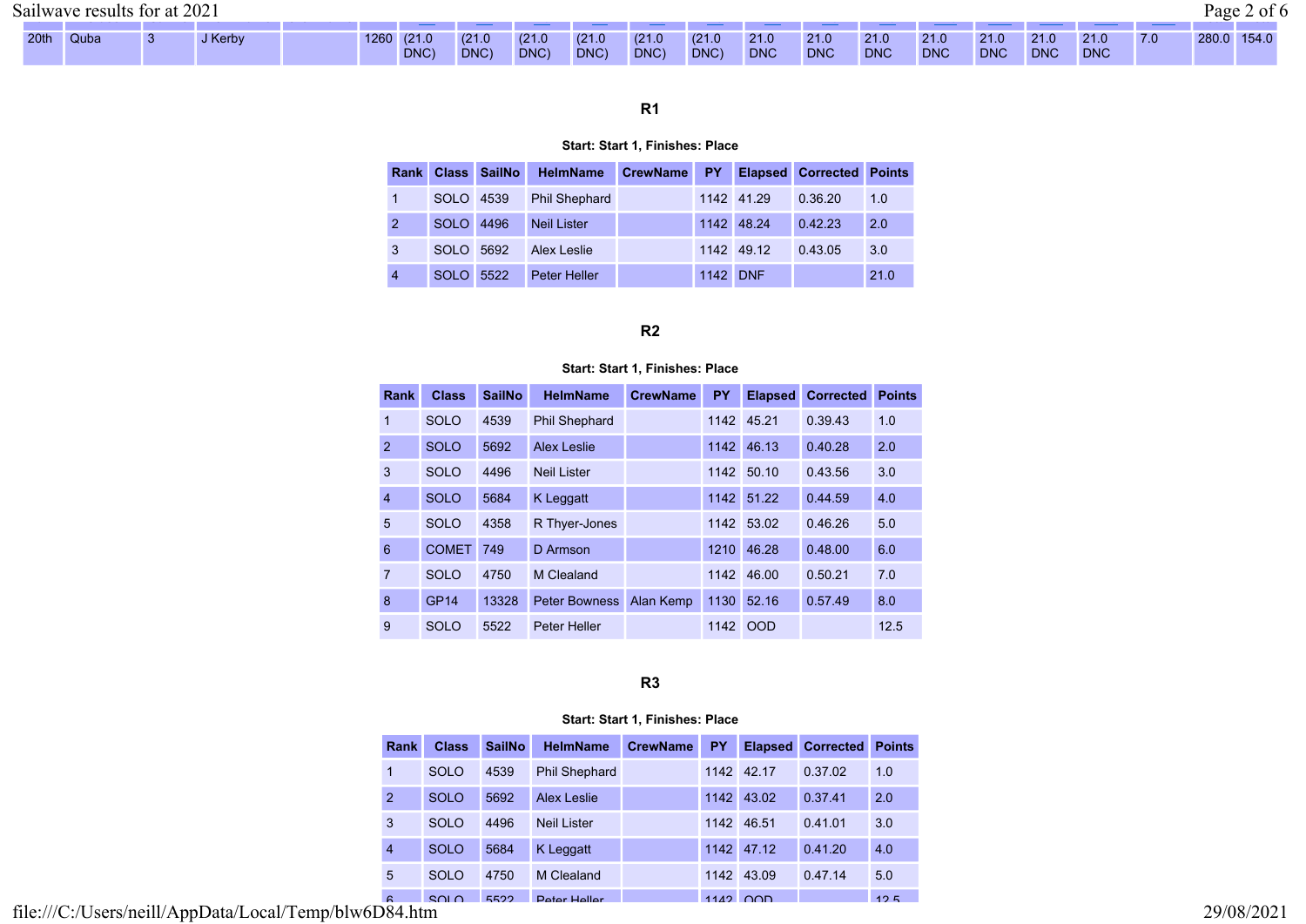| 20th | Quba | 3 | J Kerby | | 1260 | (21.0 DNC) | (21.0 DNC) | (21.0 DNC) | (21.0 DNC) | (21.0 DNC) | (21.0 DNC) | 21.0 DNC | 21.0 DNC | 21.0 DNC | 21.0 DNC | 21.0 DNC | 21.0 DNC | 21.0 DNC | 7.0 | 280.0 | 154.0 |
|---|---|---|---|---|---|---|---|---|---|---|---|---|---|---|---|---|---|---|---|---|---|

### R1

**Start: Start 1, Finishes: Place**

| Rank | Class | SailNo | HelmName | CrewName | PY | Elapsed | Corrected | Points |
|---|---|---|---|---|---|---|---|---|
| 1 | SOLO | 4539 | Phil Shephard | | 1142 | 41.29 | 0.36.20 | 1.0 |
| 2 | SOLO | 4496 | Neil Lister | | 1142 | 48.24 | 0.42.23 | 2.0 |
| 3 | SOLO | 5692 | Alex Leslie | | 1142 | 49.12 | 0.43.05 | 3.0 |
| 4 | SOLO | 5522 | Peter Heller | | 1142 | DNF | | 21.0 |

### R2

**Start: Start 1, Finishes: Place**

| Rank | Class | SailNo | HelmName | CrewName | PY | Elapsed | Corrected | Points |
|---|---|---|---|---|---|---|---|---|
| 1 | SOLO | 4539 | Phil Shephard | | 1142 | 45.21 | 0.39.43 | 1.0 |
| 2 | SOLO | 5692 | Alex Leslie | | 1142 | 46.13 | 0.40.28 | 2.0 |
| 3 | SOLO | 4496 | Neil Lister | | 1142 | 50.10 | 0.43.56 | 3.0 |
| 4 | SOLO | 5684 | K Leggatt | | 1142 | 51.22 | 0.44.59 | 4.0 |
| 5 | SOLO | 4358 | R Thyer-Jones | | 1142 | 53.02 | 0.46.26 | 5.0 |
| 6 | COMET | 749 | D Armson | | 1210 | 46.28 | 0.48.00 | 6.0 |
| 7 | SOLO | 4750 | M Clealand | | 1142 | 46.00 | 0.50.21 | 7.0 |
| 8 | GP14 | 13328 | Peter Bowness | Alan Kemp | 1130 | 52.16 | 0.57.49 | 8.0 |
| 9 | SOLO | 5522 | Peter Heller | | 1142 | OOD | | 12.5 |

### R3

**Start: Start 1, Finishes: Place**

| Rank | Class | SailNo | HelmName | CrewName | PY | Elapsed | Corrected | Points |
|---|---|---|---|---|---|---|---|---|
| 1 | SOLO | 4539 | Phil Shephard | | 1142 | 42.17 | 0.37.02 | 1.0 |
| 2 | SOLO | 5692 | Alex Leslie | | 1142 | 43.02 | 0.37.41 | 2.0 |
| 3 | SOLO | 4496 | Neil Lister | | 1142 | 46.51 | 0.41.01 | 3.0 |
| 4 | SOLO | 5684 | K Leggatt | | 1142 | 47.12 | 0.41.20 | 4.0 |
| 5 | SOLO | 4750 | M Clealand | | 1142 | 43.09 | 0.47.14 | 5.0 |
| 6 | SOLO | 5522 | Peter Heller | | 1142 | OOD | | 12.5 |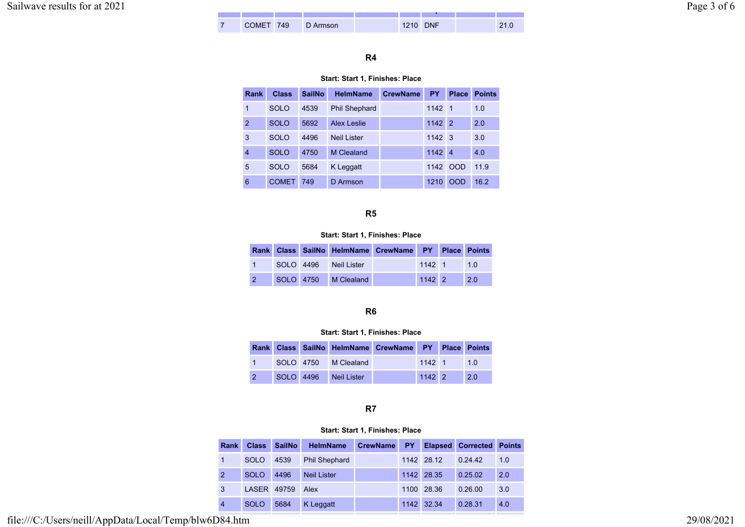| 7 | COMET | 749 | D Armson | | 1210 | DNF | | 21.0 |
|---|---|---|---|---|---|---|---|---|

### R4

**Start: Start 1, Finishes: Place**

| Rank | Class | SailNo | HelmName | CrewName | PY | Place | Points |
|---|---|---|---|---|---|---|---|
| 1 | SOLO | 4539 | Phil Shephard | | 1142 | 1 | 1.0 |
| 2 | SOLO | 5692 | Alex Leslie | | 1142 | 2 | 2.0 |
| 3 | SOLO | 4496 | Neil Lister | | 1142 | 3 | 3.0 |
| 4 | SOLO | 4750 | M Clealand | | 1142 | 4 | 4.0 |
| 5 | SOLO | 5684 | K Leggatt | | 1142 | OOD | 11.9 |
| 6 | COMET | 749 | D Armson | | 1210 | OOD | 16.2 |

### R5

**Start: Start 1, Finishes: Place**

| Rank | Class | SailNo | HelmName | CrewName | PY | Place | Points |
|---|---|---|---|---|---|---|---|
| 1 | SOLO | 4496 | Neil Lister | | 1142 | 1 | 1.0 |
| 2 | SOLO | 4750 | M Clealand | | 1142 | 2 | 2.0 |

### R6

**Start: Start 1, Finishes: Place**

| Rank | Class | SailNo | HelmName | CrewName | PY | Place | Points |
|---|---|---|---|---|---|---|---|
| 1 | SOLO | 4750 | M Clealand | | 1142 | 1 | 1.0 |
| 2 | SOLO | 4496 | Neil Lister | | 1142 | 2 | 2.0 |

### R7

**Start: Start 1, Finishes: Place**

| Rank | Class | SailNo | HelmName | CrewName | PY | Elapsed | Corrected | Points |
|---|---|---|---|---|---|---|---|---|
| 1 | SOLO | 4539 | Phil Shephard | | 1142 | 28.12 | 0.24.42 | 1.0 |
| 2 | SOLO | 4496 | Neil Lister | | 1142 | 28.35 | 0.25.02 | 2.0 |
| 3 | LASER | 49759 | Alex | | 1100 | 28.36 | 0.26.00 | 3.0 |
| 4 | SOLO | 5684 | K Leggatt | | 1142 | 32.34 | 0.28.31 | 4.0 |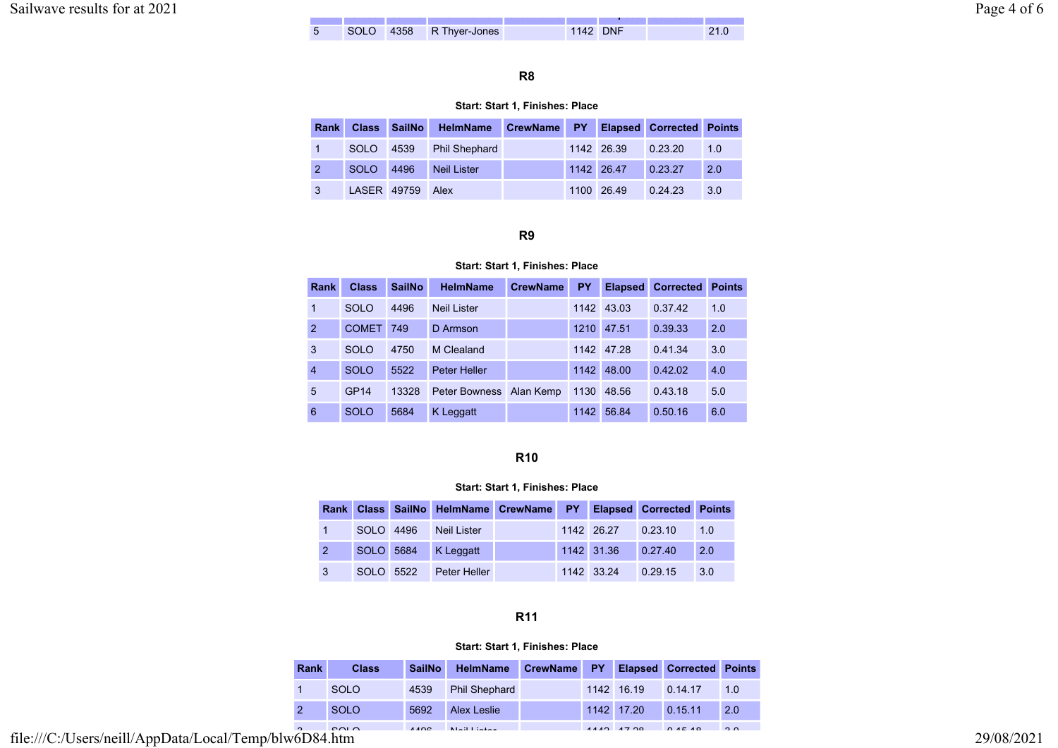| 5 | SOLO | 4358 | R Thyer-Jones | | 1142 | DNF | | 21.0 |
|---|---|---|---|---|---|---|---|---|

### R8

**Start: Start 1, Finishes: Place**

| Rank | Class | SailNo | HelmName | CrewName | PY | Elapsed | Corrected | Points |
|---|---|---|---|---|---|---|---|---|
| 1 | SOLO | 4539 | Phil Shephard | | 1142 | 26.39 | 0.23.20 | 1.0 |
| 2 | SOLO | 4496 | Neil Lister | | 1142 | 26.47 | 0.23.27 | 2.0 |
| 3 | LASER | 49759 | Alex | | 1100 | 26.49 | 0.24.23 | 3.0 |

### R9

**Start: Start 1, Finishes: Place**

| Rank | Class | SailNo | HelmName | CrewName | PY | Elapsed | Corrected | Points |
|---|---|---|---|---|---|---|---|---|
| 1 | SOLO | 4496 | Neil Lister | | 1142 | 43.03 | 0.37.42 | 1.0 |
| 2 | COMET | 749 | D Armson | | 1210 | 47.51 | 0.39.33 | 2.0 |
| 3 | SOLO | 4750 | M Clealand | | 1142 | 47.28 | 0.41.34 | 3.0 |
| 4 | SOLO | 5522 | Peter Heller | | 1142 | 48.00 | 0.42.02 | 4.0 |
| 5 | GP14 | 13328 | Peter Bowness | Alan Kemp | 1130 | 48.56 | 0.43.18 | 5.0 |
| 6 | SOLO | 5684 | K Leggatt | | 1142 | 56.84 | 0.50.16 | 6.0 |

### R10

**Start: Start 1, Finishes: Place**

| Rank | Class | SailNo | HelmName | CrewName | PY | Elapsed | Corrected | Points |
|---|---|---|---|---|---|---|---|---|
| 1 | SOLO | 4496 | Neil Lister | | 1142 | 26.27 | 0.23.10 | 1.0 |
| 2 | SOLO | 5684 | K Leggatt | | 1142 | 31.36 | 0.27.40 | 2.0 |
| 3 | SOLO | 5522 | Peter Heller | | 1142 | 33.24 | 0.29.15 | 3.0 |

### R11

**Start: Start 1, Finishes: Place**

| Rank | Class | SailNo | HelmName | CrewName | PY | Elapsed | Corrected | Points |
|---|---|---|---|---|---|---|---|---|
| 1 | SOLO | 4539 | Phil Shephard | | 1142 | 16.19 | 0.14.17 | 1.0 |
| 2 | SOLO | 5692 | Alex Leslie | | 1142 | 17.20 | 0.15.11 | 2.0 |
| 3 | SOLO | 4496 | Neil Lister | | 1142 | 17.28 | 0.15.18 | 3.0 |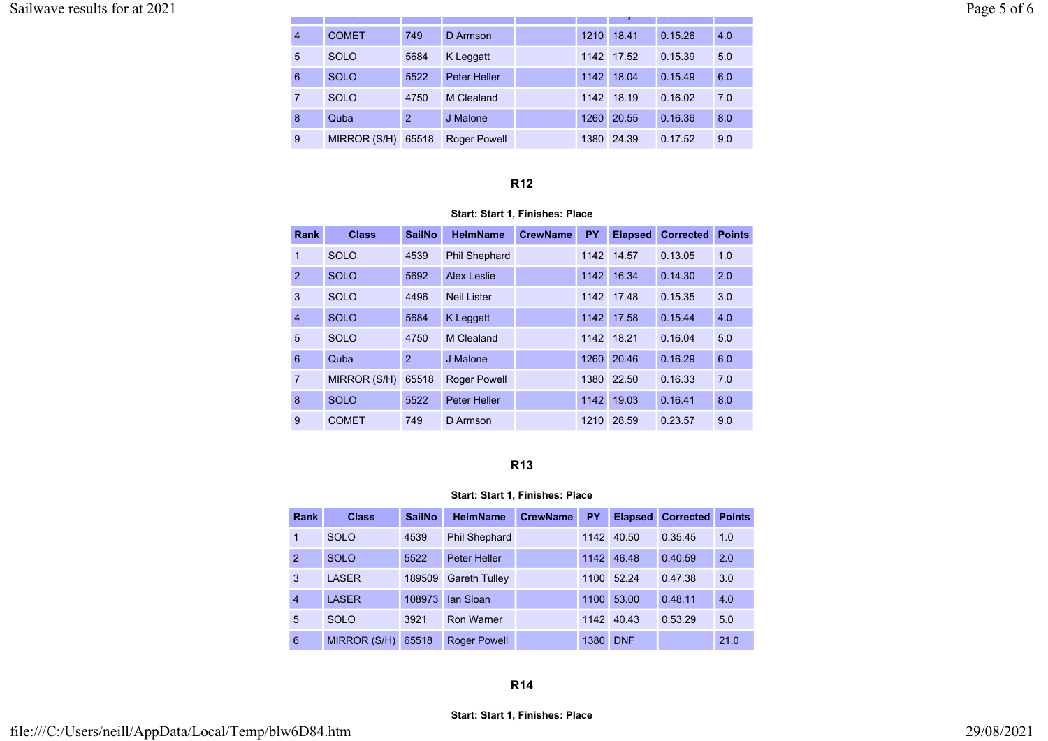| Rank | Class | SailNo | HelmName | CrewName | PY | Elapsed | Corrected | Points |
|---|---|---|---|---|---|---|---|---|
| 4 | COMET | 749 | D Armson | | 1210 | 18.41 | 0.15.26 | 4.0 |
| 5 | SOLO | 5684 | K Leggatt | | 1142 | 17.52 | 0.15.39 | 5.0 |
| 6 | SOLO | 5522 | Peter Heller | | 1142 | 18.04 | 0.15.49 | 6.0 |
| 7 | SOLO | 4750 | M Clealand | | 1142 | 18.19 | 0.16.02 | 7.0 |
| 8 | Quba | 2 | J Malone | | 1260 | 20.55 | 0.16.36 | 8.0 |
| 9 | MIRROR (S/H) | 65518 | Roger Powell | | 1380 | 24.39 | 0.17.52 | 9.0 |

### R12

**Start: Start 1, Finishes: Place**

| Rank | Class | SailNo | HelmName | CrewName | PY | Elapsed | Corrected | Points |
|---|---|---|---|---|---|---|---|---|
| 1 | SOLO | 4539 | Phil Shephard | | 1142 | 14.57 | 0.13.05 | 1.0 |
| 2 | SOLO | 5692 | Alex Leslie | | 1142 | 16.34 | 0.14.30 | 2.0 |
| 3 | SOLO | 4496 | Neil Lister | | 1142 | 17.48 | 0.15.35 | 3.0 |
| 4 | SOLO | 5684 | K Leggatt | | 1142 | 17.58 | 0.15.44 | 4.0 |
| 5 | SOLO | 4750 | M Clealand | | 1142 | 18.21 | 0.16.04 | 5.0 |
| 6 | Quba | 2 | J Malone | | 1260 | 20.46 | 0.16.29 | 6.0 |
| 7 | MIRROR (S/H) | 65518 | Roger Powell | | 1380 | 22.50 | 0.16.33 | 7.0 |
| 8 | SOLO | 5522 | Peter Heller | | 1142 | 19.03 | 0.16.41 | 8.0 |
| 9 | COMET | 749 | D Armson | | 1210 | 28.59 | 0.23.57 | 9.0 |

### R13

**Start: Start 1, Finishes: Place**

| Rank | Class | SailNo | HelmName | CrewName | PY | Elapsed | Corrected | Points |
|---|---|---|---|---|---|---|---|---|
| 1 | SOLO | 4539 | Phil Shephard | | 1142 | 40.50 | 0.35.45 | 1.0 |
| 2 | SOLO | 5522 | Peter Heller | | 1142 | 46.48 | 0.40.59 | 2.0 |
| 3 | LASER | 189509 | Gareth Tulley | | 1100 | 52.24 | 0.47.38 | 3.0 |
| 4 | LASER | 108973 | Ian Sloan | | 1100 | 53.00 | 0.48.11 | 4.0 |
| 5 | SOLO | 3921 | Ron Warner | | 1142 | 40.43 | 0.53.29 | 5.0 |
| 6 | MIRROR (S/H) | 65518 | Roger Powell | | 1380 | DNF | | 21.0 |

### R14

**Start: Start 1, Finishes: Place**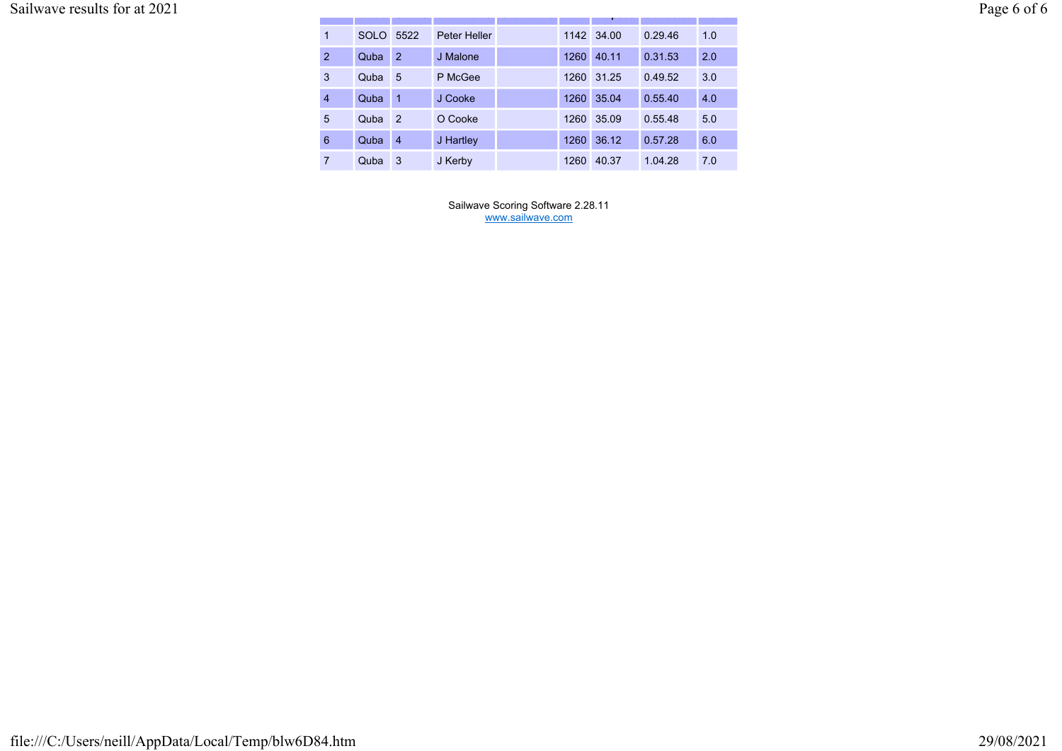| | | | | | | | | |
|---|---|---|---|---|---|---|---|---|
| 1 | SOLO | 5522 | Peter Heller | | 1142 | 34.00 | 0.29.46 | 1.0 |
| 2 | Quba | 2 | J Malone | | 1260 | 40.11 | 0.31.53 | 2.0 |
| 3 | Quba | 5 | P McGee | | 1260 | 31.25 | 0.49.52 | 3.0 |
| 4 | Quba | 1 | J Cooke | | 1260 | 35.04 | 0.55.40 | 4.0 |
| 5 | Quba | 2 | O Cooke | | 1260 | 35.09 | 0.55.48 | 5.0 |
| 6 | Quba | 4 | J Hartley | | 1260 | 36.12 | 0.57.28 | 6.0 |
| 7 | Quba | 3 | J Kerby | | 1260 | 40.37 | 1.04.28 | 7.0 |

Sailwave Scoring Software 2.28.11
www.sailwave.com